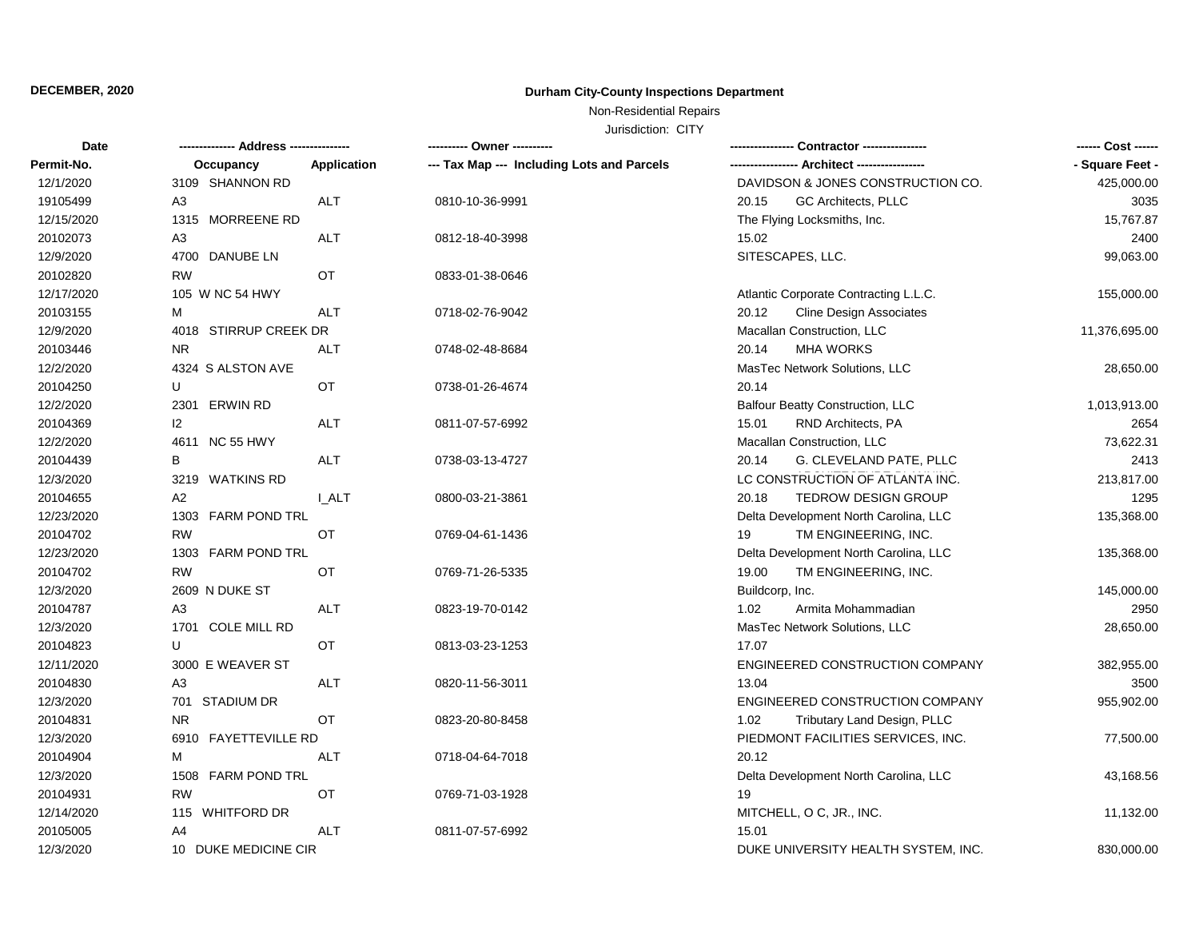**DECEMBER, 2020**

# Durham City-County Inspections Department

Non-Residential Repairs

Jurisdiction: CITY

| Date / Permit-No. | Address / Occupancy | Application | Owner / Tax Map --- Including Lots and Parcels | Contractor / Architect | Cost / Square Feet |
|---|---|---|---|---|---|
| 12/1/2020 | 3109 SHANNON RD | | | DAVIDSON & JONES CONSTRUCTION CO. | 425,000.00 |
| 19105499 | A3 | ALT | 0810-10-36-9991 | 20.15 GC Architects, PLLC | 3035 |
| 12/15/2020 | 1315 MORREENE RD | | | The Flying Locksmiths, Inc. | 15,767.87 |
| 20102073 | A3 | ALT | 0812-18-40-3998 | 15.02 | 2400 |
| 12/9/2020 | 4700 DANUBE LN | | | SITESCAPES, LLC. | 99,063.00 |
| 20102820 | RW | OT | 0833-01-38-0646 | | |
| 12/17/2020 | 105 W NC 54 HWY | | | Atlantic Corporate Contracting L.L.C. | 155,000.00 |
| 20103155 | M | ALT | 0718-02-76-9042 | 20.12 Cline Design Associates | |
| 12/9/2020 | 4018 STIRRUP CREEK DR | | | Macallan Construction, LLC | 11,376,695.00 |
| 20103446 | NR | ALT | 0748-02-48-8684 | 20.14 MHA WORKS | |
| 12/2/2020 | 4324 S ALSTON AVE | | | MasTec Network Solutions, LLC | 28,650.00 |
| 20104250 | U | OT | 0738-01-26-4674 | 20.14 | |
| 12/2/2020 | 2301 ERWIN RD | | | Balfour Beatty Construction, LLC | 1,013,913.00 |
| 20104369 | I2 | ALT | 0811-07-57-6992 | 15.01 RND Architects, PA | 2654 |
| 12/2/2020 | 4611 NC 55 HWY | | | Macallan Construction, LLC | 73,622.31 |
| 20104439 | B | ALT | 0738-03-13-4727 | 20.14 G. CLEVELAND PATE, PLLC | 2413 |
| 12/3/2020 | 3219 WATKINS RD | | | LC CONSTRUCTION OF ATLANTA INC. | 213,817.00 |
| 20104655 | A2 | I_ALT | 0800-03-21-3861 | 20.18 TEDROW DESIGN GROUP | 1295 |
| 12/23/2020 | 1303 FARM POND TRL | | | Delta Development North Carolina, LLC | 135,368.00 |
| 20104702 | RW | OT | 0769-04-61-1436 | 19 TM ENGINEERING, INC. | |
| 12/23/2020 | 1303 FARM POND TRL | | | Delta Development North Carolina, LLC | 135,368.00 |
| 20104702 | RW | OT | 0769-71-26-5335 | 19.00 TM ENGINEERING, INC. | |
| 12/3/2020 | 2609 N DUKE ST | | | Buildcorp, Inc. | 145,000.00 |
| 20104787 | A3 | ALT | 0823-19-70-0142 | 1.02 Armita Mohammadian | 2950 |
| 12/3/2020 | 1701 COLE MILL RD | | | MasTec Network Solutions, LLC | 28,650.00 |
| 20104823 | U | OT | 0813-03-23-1253 | 17.07 | |
| 12/11/2020 | 3000 E WEAVER ST | | | ENGINEERED CONSTRUCTION COMPANY | 382,955.00 |
| 20104830 | A3 | ALT | 0820-11-56-3011 | 13.04 | 3500 |
| 12/3/2020 | 701 STADIUM DR | | | ENGINEERED CONSTRUCTION COMPANY | 955,902.00 |
| 20104831 | NR | OT | 0823-20-80-8458 | 1.02 Tributary Land Design, PLLC | |
| 12/3/2020 | 6910 FAYETTEVILLE RD | | | PIEDMONT FACILITIES SERVICES, INC. | 77,500.00 |
| 20104904 | M | ALT | 0718-04-64-7018 | 20.12 | |
| 12/3/2020 | 1508 FARM POND TRL | | | Delta Development North Carolina, LLC | 43,168.56 |
| 20104931 | RW | OT | 0769-71-03-1928 | 19 | |
| 12/14/2020 | 115 WHITFORD DR | | | MITCHELL, O C, JR., INC. | 11,132.00 |
| 20105005 | A4 | ALT | 0811-07-57-6992 | 15.01 | |
| 12/3/2020 | 10 DUKE MEDICINE CIR | | | DUKE UNIVERSITY HEALTH SYSTEM, INC. | 830,000.00 |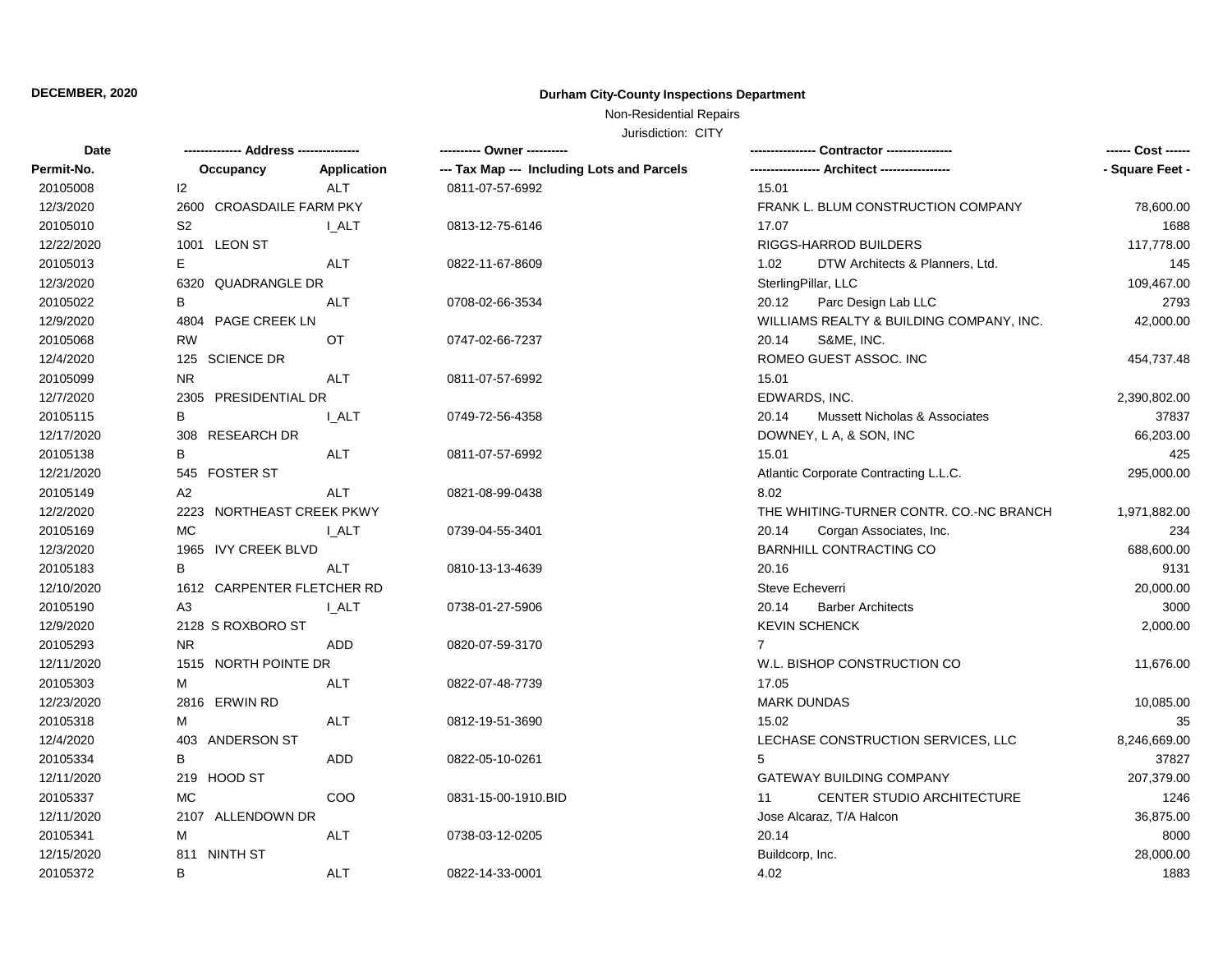**DECEMBER, 2020**

**Durham City-County Inspections Department**

Non-Residential Repairs

Jurisdiction: CITY

| Date / Permit-No. | Address: Occupancy | Application | Owner / Tax Map --- Including Lots and Parcels | Contractor / Architect | Cost / Square Feet |
|---|---|---|---|---|---|
| 20105008 | I2 | ALT | 0811-07-57-6992 | 15.01 | |
| 12/3/2020 | 2600 CROASDAILE FARM PKY | | | FRANK L. BLUM CONSTRUCTION COMPANY | 78,600.00 |
| 20105010 | S2 | I_ALT | 0813-12-75-6146 | 17.07 | 1688 |
| 12/22/2020 | 1001 LEON ST | | | RIGGS-HARROD BUILDERS | 117,778.00 |
| 20105013 | E | ALT | 0822-11-67-8609 | 1.02 DTW Architects & Planners, Ltd. | 145 |
| 12/3/2020 | 6320 QUADRANGLE DR | | | SterlingPillar, LLC | 109,467.00 |
| 20105022 | B | ALT | 0708-02-66-3534 | 20.12 Parc Design Lab LLC | 2793 |
| 12/9/2020 | 4804 PAGE CREEK LN | | | WILLIAMS REALTY & BUILDING COMPANY, INC. | 42,000.00 |
| 20105068 | RW | OT | 0747-02-66-7237 | 20.14 S&ME, INC. | |
| 12/4/2020 | 125 SCIENCE DR | | | ROMEO GUEST ASSOC. INC | 454,737.48 |
| 20105099 | NR | ALT | 0811-07-57-6992 | 15.01 | |
| 12/7/2020 | 2305 PRESIDENTIAL DR | | | EDWARDS, INC. | 2,390,802.00 |
| 20105115 | B | I_ALT | 0749-72-56-4358 | 20.14 Mussett Nicholas & Associates | 37837 |
| 12/17/2020 | 308 RESEARCH DR | | | DOWNEY, L A, & SON, INC | 66,203.00 |
| 20105138 | B | ALT | 0811-07-57-6992 | 15.01 | 425 |
| 12/21/2020 | 545 FOSTER ST | | | Atlantic Corporate Contracting L.L.C. | 295,000.00 |
| 20105149 | A2 | ALT | 0821-08-99-0438 | 8.02 | |
| 12/2/2020 | 2223 NORTHEAST CREEK PKWY | | | THE WHITING-TURNER CONTR. CO.-NC BRANCH | 1,971,882.00 |
| 20105169 | MC | I_ALT | 0739-04-55-3401 | 20.14 Corgan Associates, Inc. | 234 |
| 12/3/2020 | 1965 IVY CREEK BLVD | | | BARNHILL CONTRACTING CO | 688,600.00 |
| 20105183 | B | ALT | 0810-13-13-4639 | 20.16 | 9131 |
| 12/10/2020 | 1612 CARPENTER FLETCHER RD | | | Steve Echeverri | 20,000.00 |
| 20105190 | A3 | I_ALT | 0738-01-27-5906 | 20.14 Barber Architects | 3000 |
| 12/9/2020 | 2128 S ROXBORO ST | | | KEVIN SCHENCK | 2,000.00 |
| 20105293 | NR | ADD | 0820-07-59-3170 | 7 | |
| 12/11/2020 | 1515 NORTH POINTE DR | | | W.L. BISHOP CONSTRUCTION CO | 11,676.00 |
| 20105303 | M | ALT | 0822-07-48-7739 | 17.05 | |
| 12/23/2020 | 2816 ERWIN RD | | | MARK DUNDAS | 10,085.00 |
| 20105318 | M | ALT | 0812-19-51-3690 | 15.02 | 35 |
| 12/4/2020 | 403 ANDERSON ST | | | LECHASE CONSTRUCTION SERVICES, LLC | 8,246,669.00 |
| 20105334 | B | ADD | 0822-05-10-0261 | 5 | 37827 |
| 12/11/2020 | 219 HOOD ST | | | GATEWAY BUILDING COMPANY | 207,379.00 |
| 20105337 | MC | COO | 0831-15-00-1910.BID | 11 CENTER STUDIO ARCHITECTURE | 1246 |
| 12/11/2020 | 2107 ALLENDOWN DR | | | Jose Alcaraz, T/A Halcon | 36,875.00 |
| 20105341 | M | ALT | 0738-03-12-0205 | 20.14 | 8000 |
| 12/15/2020 | 811 NINTH ST | | | Buildcorp, Inc. | 28,000.00 |
| 20105372 | B | ALT | 0822-14-33-0001 | 4.02 | 1883 |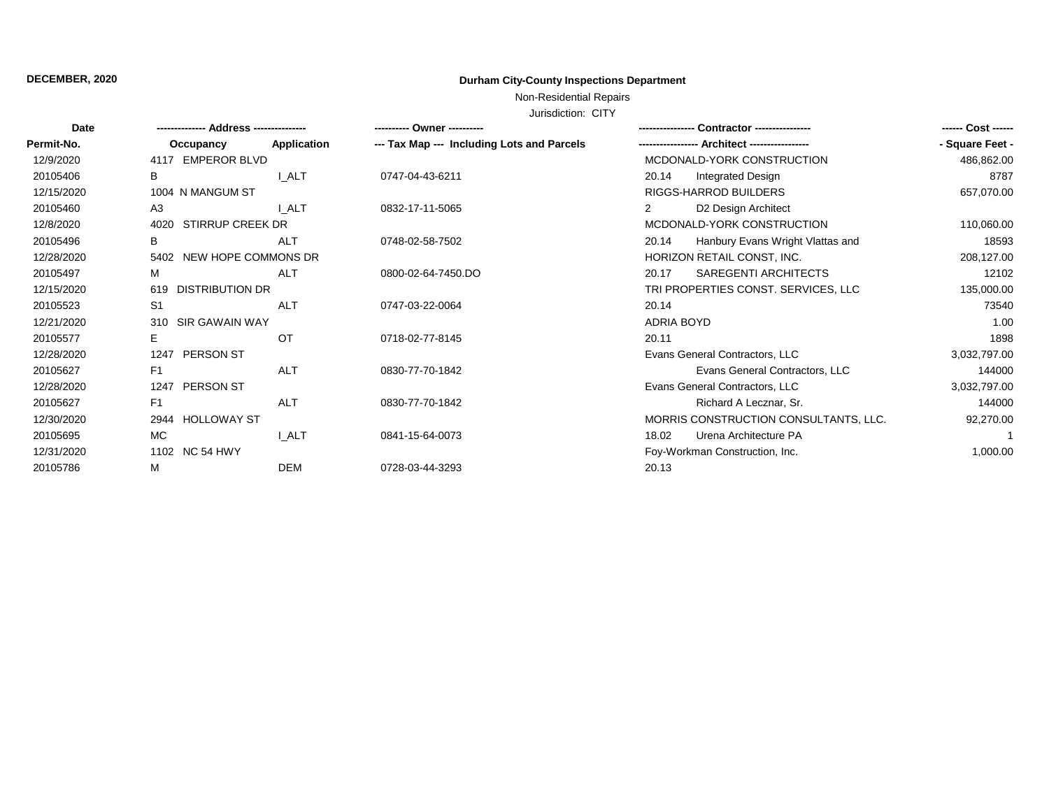**DECEMBER, 2020**

**Durham City-County Inspections Department**

Non-Residential Repairs

Jurisdiction: CITY

| Date<br>Permit-No. | ------------- Address ---------------<br>Occupancy | Application | ---------- Owner ----------<br>--- Tax Map --- Including Lots and Parcels | --------------- Contractor ---------------<br>---------------- Architect ---------------- | ------ Cost ------<br>- Square Feet - |
|---|---|---|---|---|---|
| 12/9/2020 | 4117 EMPEROR BLVD | | | MCDONALD-YORK CONSTRUCTION | 486,862.00 |
| 20105406 | B | I_ALT | 0747-04-43-6211 | 20.14 Integrated Design | 8787 |
| 12/15/2020 | 1004 N MANGUM ST | | | RIGGS-HARROD BUILDERS | 657,070.00 |
| 20105460 | A3 | I_ALT | 0832-17-11-5065 | 2 D2 Design Architect | |
| 12/8/2020 | 4020 STIRRUP CREEK DR | | | MCDONALD-YORK CONSTRUCTION | 110,060.00 |
| 20105496 | B | ALT | 0748-02-58-7502 | 20.14 Hanbury Evans Wright Vlattas and | 18593 |
| 12/28/2020 | 5402 NEW HOPE COMMONS DR | | | HORIZON RETAIL CONST, INC. | 208,127.00 |
| 20105497 | M | ALT | 0800-02-64-7450.DO | 20.17 SAREGENTI ARCHITECTS | 12102 |
| 12/15/2020 | 619 DISTRIBUTION DR | | | TRI PROPERTIES CONST. SERVICES, LLC | 135,000.00 |
| 20105523 | S1 | ALT | 0747-03-22-0064 | 20.14 | 73540 |
| 12/21/2020 | 310 SIR GAWAIN WAY | | | ADRIA BOYD | 1.00 |
| 20105577 | E | OT | 0718-02-77-8145 | 20.11 | 1898 |
| 12/28/2020 | 1247 PERSON ST | | | Evans General Contractors, LLC | 3,032,797.00 |
| 20105627 | F1 | ALT | 0830-77-70-1842 | Evans General Contractors, LLC | 144000 |
| 12/28/2020 | 1247 PERSON ST | | | Evans General Contractors, LLC | 3,032,797.00 |
| 20105627 | F1 | ALT | 0830-77-70-1842 | Richard A Lecznar, Sr. | 144000 |
| 12/30/2020 | 2944 HOLLOWAY ST | | | MORRIS CONSTRUCTION CONSULTANTS, LLC. | 92,270.00 |
| 20105695 | MC | I_ALT | 0841-15-64-0073 | 18.02 Urena Architecture PA | 1 |
| 12/31/2020 | 1102 NC 54 HWY | | | Foy-Workman Construction, Inc. | 1,000.00 |
| 20105786 | M | DEM | 0728-03-44-3293 | 20.13 | |